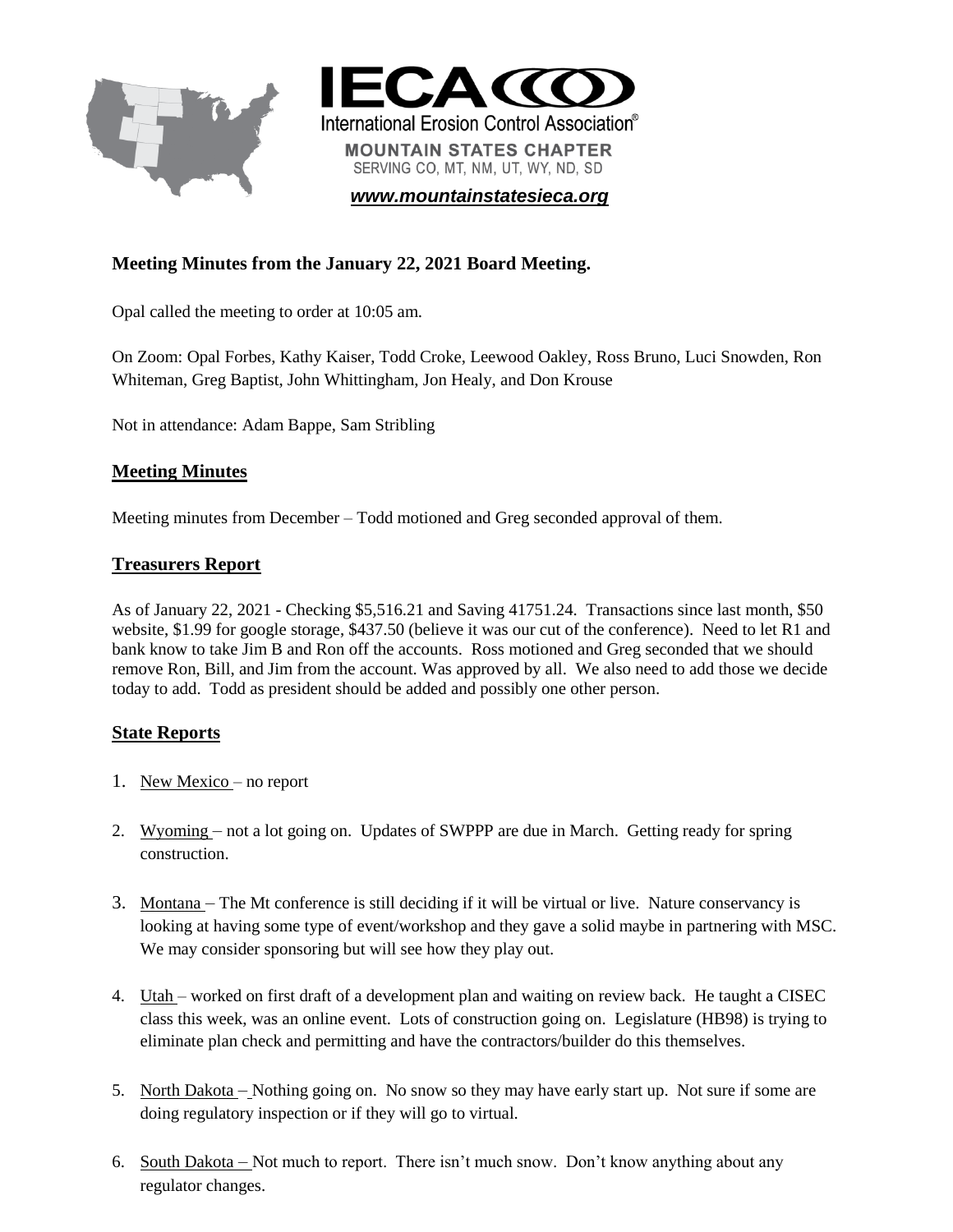**IECA** International Erosion Control Association®

**MOUNTAIN STATES CHAPTER**
SERVING CO, MT, NM, UT, WY, ND, SD

***www.mountainstatesieca.org***

## Meeting Minutes from the January 22, 2021 Board Meeting.

Opal called the meeting to order at 10:05 am.

On Zoom: Opal Forbes, Kathy Kaiser, Todd Croke, Leewood Oakley, Ross Bruno, Luci Snowden, Ron Whiteman, Greg Baptist, John Whittingham, Jon Healy, and Don Krouse

Not in attendance: Adam Bappe, Sam Stribling

### Meeting Minutes

Meeting minutes from December – Todd motioned and Greg seconded approval of them.

### Treasurers Report

As of January 22, 2021 - Checking $5,516.21 and Saving 41751.24. Transactions since last month, $50 website, $1.99 for google storage, $437.50 (believe it was our cut of the conference). Need to let R1 and bank know to take Jim B and Ron off the accounts. Ross motioned and Greg seconded that we should remove Ron, Bill, and Jim from the account. Was approved by all. We also need to add those we decide today to add. Todd as president should be added and possibly one other person.

### State Reports

1. New Mexico – no report
2. Wyoming – not a lot going on. Updates of SWPPP are due in March. Getting ready for spring construction.
3. Montana – The Mt conference is still deciding if it will be virtual or live. Nature conservancy is looking at having some type of event/workshop and they gave a solid maybe in partnering with MSC. We may consider sponsoring but will see how they play out.
4. Utah – worked on first draft of a development plan and waiting on review back. He taught a CISEC class this week, was an online event. Lots of construction going on. Legislature (HB98) is trying to eliminate plan check and permitting and have the contractors/builder do this themselves.
5. North Dakota – Nothing going on. No snow so they may have early start up. Not sure if some are doing regulatory inspection or if they will go to virtual.
6. South Dakota – Not much to report. There isn't much snow. Don't know anything about any regulator changes.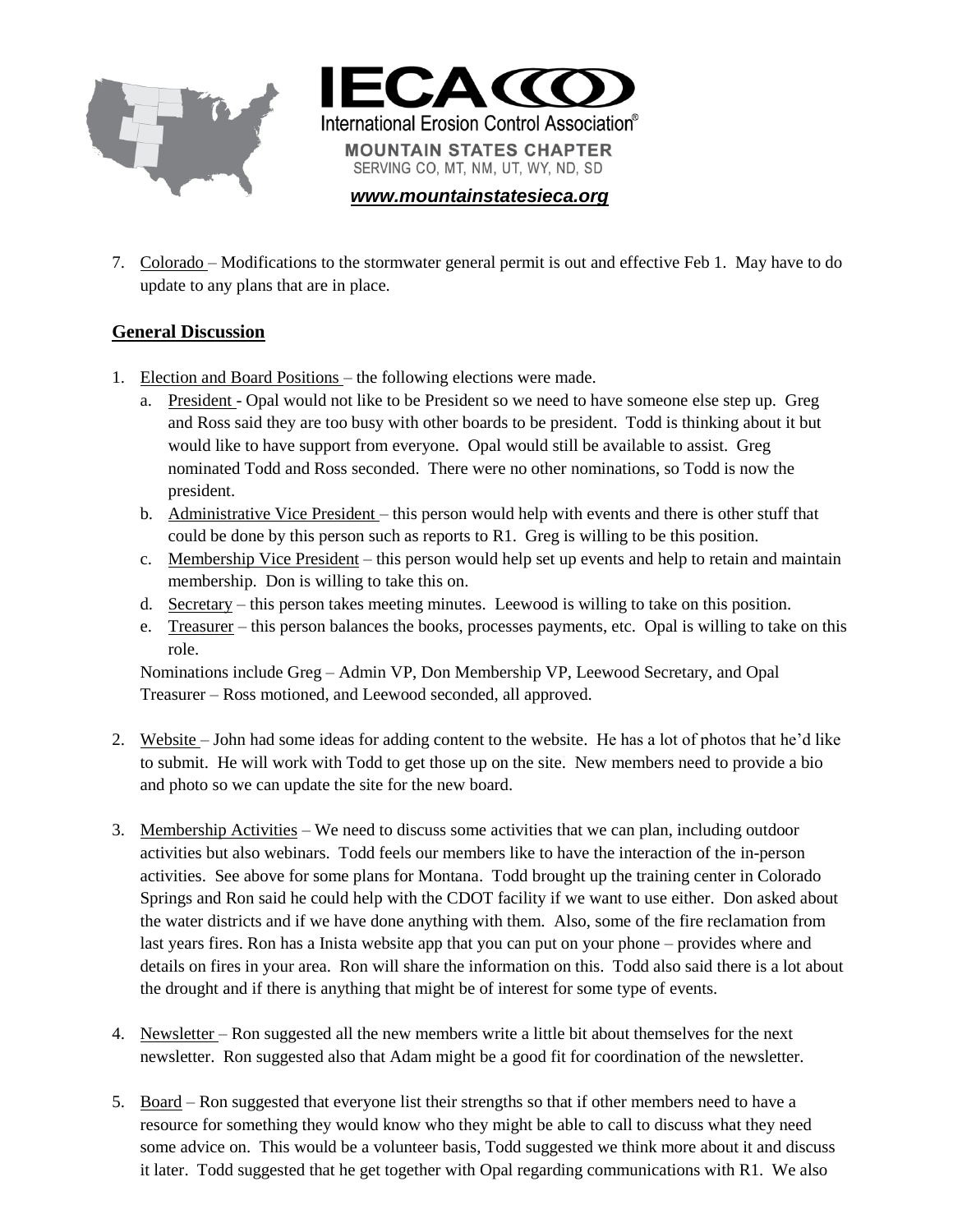7. Colorado – Modifications to the stormwater general permit is out and effective Feb 1. May have to do update to any plans that are in place.

## General Discussion

1. Election and Board Positions – the following elections were made.
   a. President - Opal would not like to be President so we need to have someone else step up. Greg and Ross said they are too busy with other boards to be president. Todd is thinking about it but would like to have support from everyone. Opal would still be available to assist. Greg nominated Todd and Ross seconded. There were no other nominations, so Todd is now the president.
   b. Administrative Vice President – this person would help with events and there is other stuff that could be done by this person such as reports to R1. Greg is willing to be this position.
   c. Membership Vice President – this person would help set up events and help to retain and maintain membership. Don is willing to take this on.
   d. Secretary – this person takes meeting minutes. Leewood is willing to take on this position.
   e. Treasurer – this person balances the books, processes payments, etc. Opal is willing to take on this role.

   Nominations include Greg – Admin VP, Don Membership VP, Leewood Secretary, and Opal Treasurer – Ross motioned, and Leewood seconded, all approved.

2. Website – John had some ideas for adding content to the website. He has a lot of photos that he'd like to submit. He will work with Todd to get those up on the site. New members need to provide a bio and photo so we can update the site for the new board.

3. Membership Activities – We need to discuss some activities that we can plan, including outdoor activities but also webinars. Todd feels our members like to have the interaction of the in-person activities. See above for some plans for Montana. Todd brought up the training center in Colorado Springs and Ron said he could help with the CDOT facility if we want to use either. Don asked about the water districts and if we have done anything with them. Also, some of the fire reclamation from last years fires. Ron has a Inista website app that you can put on your phone – provides where and details on fires in your area. Ron will share the information on this. Todd also said there is a lot about the drought and if there is anything that might be of interest for some type of events.

4. Newsletter – Ron suggested all the new members write a little bit about themselves for the next newsletter. Ron suggested also that Adam might be a good fit for coordination of the newsletter.

5. Board – Ron suggested that everyone list their strengths so that if other members need to have a resource for something they would know who they might be able to call to discuss what they need some advice on. This would be a volunteer basis, Todd suggested we think more about it and discuss it later. Todd suggested that he get together with Opal regarding communications with R1. We also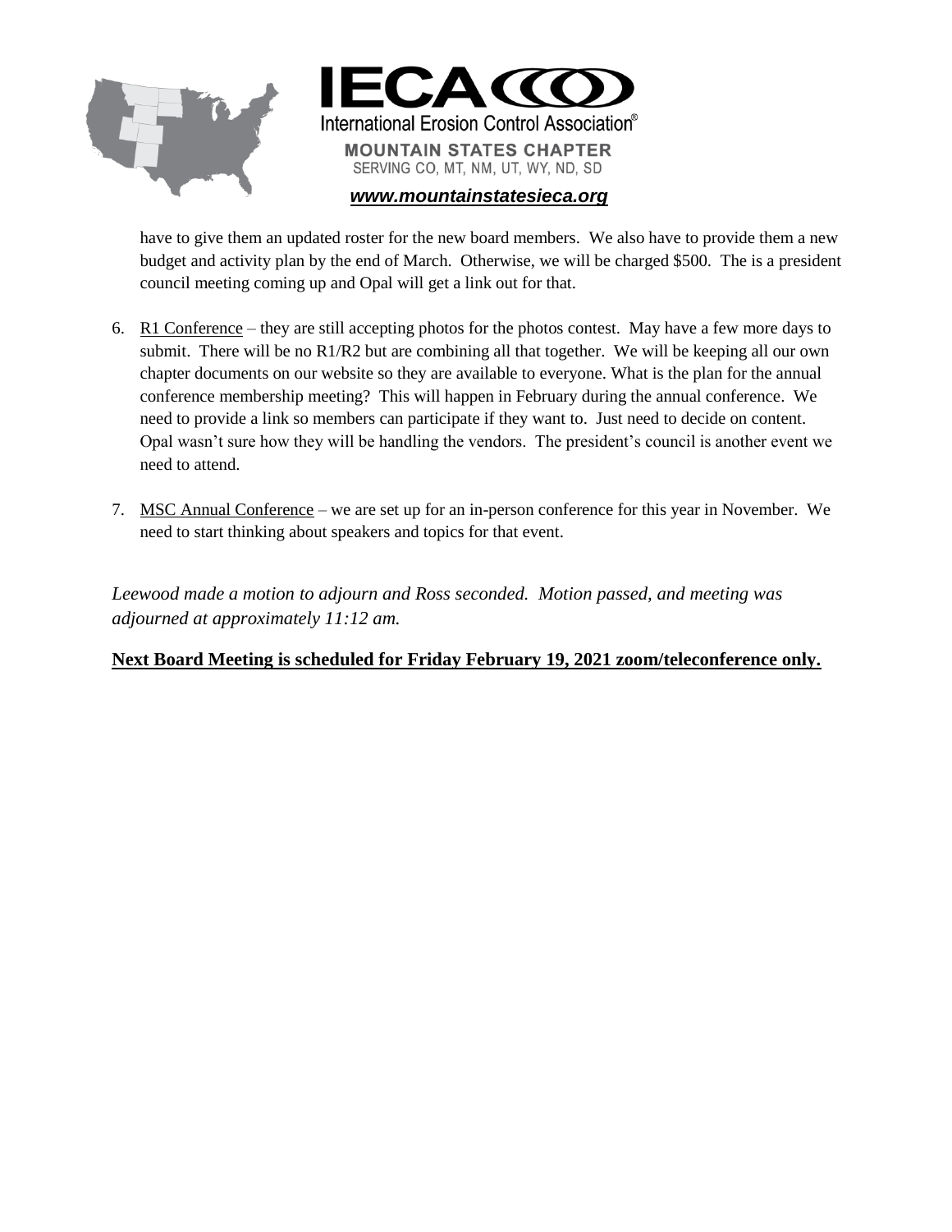have to give them an updated roster for the new board members. We also have to provide them a new budget and activity plan by the end of March. Otherwise, we will be charged $500. The is a president council meeting coming up and Opal will get a link out for that.

6. R1 Conference – they are still accepting photos for the photos contest. May have a few more days to submit. There will be no R1/R2 but are combining all that together. We will be keeping all our own chapter documents on our website so they are available to everyone. What is the plan for the annual conference membership meeting? This will happen in February during the annual conference. We need to provide a link so members can participate if they want to. Just need to decide on content. Opal wasn't sure how they will be handling the vendors. The president's council is another event we need to attend.

7. MSC Annual Conference – we are set up for an in-person conference for this year in November. We need to start thinking about speakers and topics for that event.

*Leewood made a motion to adjourn and Ross seconded. Motion passed, and meeting was adjourned at approximately 11:12 am.*

**Next Board Meeting is scheduled for Friday February 19, 2021 zoom/teleconference only.**